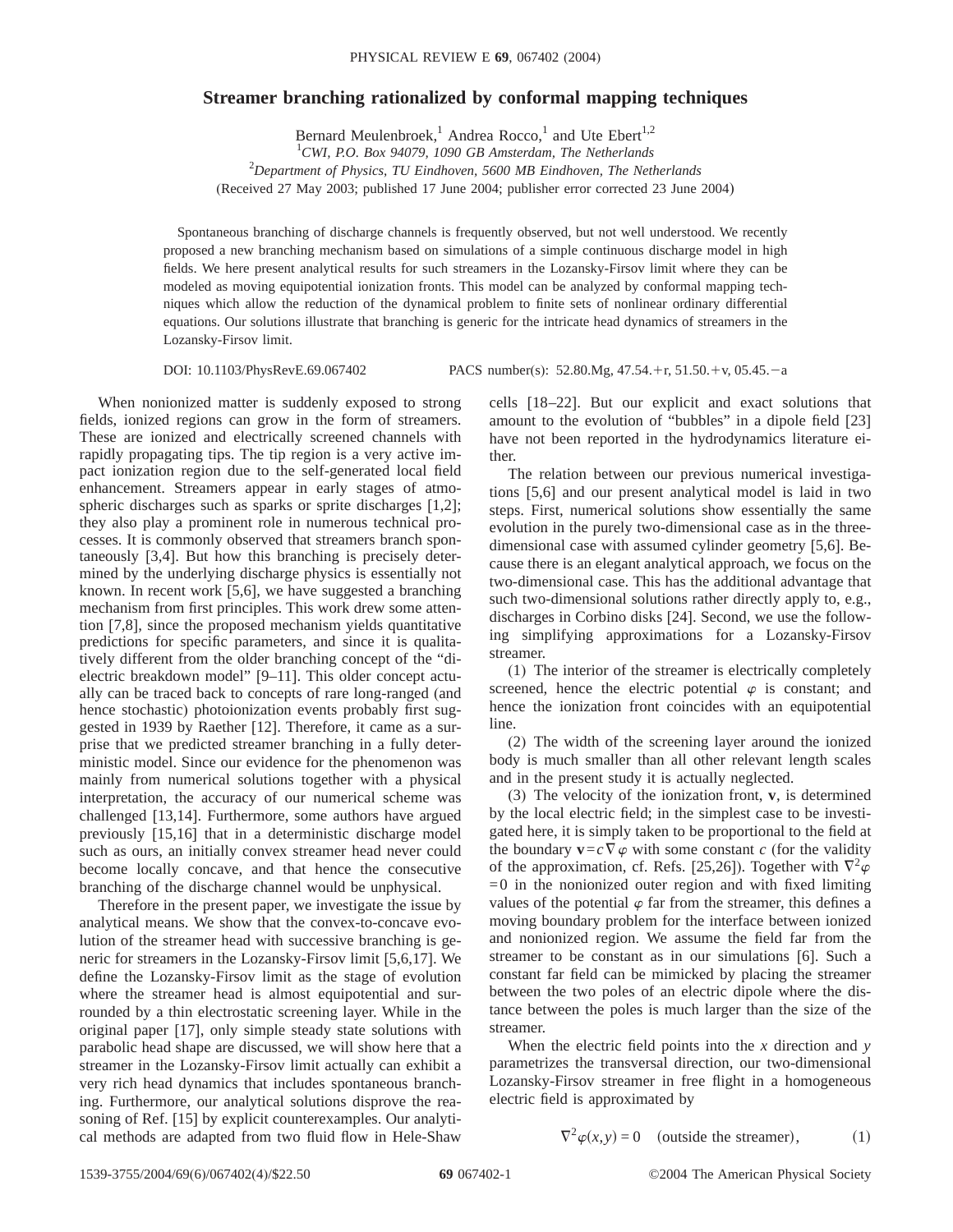# Streamer branching rationalized by conformal mapping techniques

Bernard Meulenbroek,[1] Andrea Rocco,[1] and Ute Ebert[1,2]

[1] *CWI, P.O. Box 94079, 1090 GB Amsterdam, The Netherlands*

[2] *Department of Physics, TU Eindhoven, 5600 MB Eindhoven, The Netherlands*

(Received 27 May 2003; published 17 June 2004; publisher error corrected 23 June 2004)

Spontaneous branching of discharge channels is frequently observed, but not well understood. We recently proposed a new branching mechanism based on simulations of a simple continuous discharge model in high fields. We here present analytical results for such streamers in the Lozansky-Firsov limit where they can be modeled as moving equipotential ionization fronts. This model can be analyzed by conformal mapping techniques which allow the reduction of the dynamical problem to finite sets of nonlinear ordinary differential equations. Our solutions illustrate that branching is generic for the intricate head dynamics of streamers in the Lozansky-Firsov limit.

DOI: 10.1103/PhysRevE.69.067402 PACS number(s): 52.80.Mg, 47.54.+r, 51.50.+v, 05.45.−a

When nonionized matter is suddenly exposed to strong fields, ionized regions can grow in the form of streamers. These are ionized and electrically screened channels with rapidly propagating tips. The tip region is a very active impact ionization region due to the self-generated local field enhancement. Streamers appear in early stages of atmospheric discharges such as sparks or sprite discharges [1,2]; they also play a prominent role in numerous technical processes. It is commonly observed that streamers branch spontaneously [3,4]. But how this branching is precisely determined by the underlying discharge physics is essentially not known. In recent work [5,6], we have suggested a branching mechanism from first principles. This work drew some attention [7,8], since the proposed mechanism yields quantitative predictions for specific parameters, and since it is qualitatively different from the older branching concept of the "dielectric breakdown model" [9–11]. This older concept actually can be traced back to concepts of rare long-ranged (and hence stochastic) photoionization events probably first suggested in 1939 by Raether [12]. Therefore, it came as a surprise that we predicted streamer branching in a fully deterministic model. Since our evidence for the phenomenon was mainly from numerical solutions together with a physical interpretation, the accuracy of our numerical scheme was challenged [13,14]. Furthermore, some authors have argued previously [15,16] that in a deterministic discharge model such as ours, an initially convex streamer head never could become locally concave, and that hence the consecutive branching of the discharge channel would be unphysical.

Therefore in the present paper, we investigate the issue by analytical means. We show that the convex-to-concave evolution of the streamer head with successive branching is generic for streamers in the Lozansky-Firsov limit [5,6,17]. We define the Lozansky-Firsov limit as the stage of evolution where the streamer head is almost equipotential and surrounded by a thin electrostatic screening layer. While in the original paper [17], only simple steady state solutions with parabolic head shape are discussed, we will show here that a streamer in the Lozansky-Firsov limit actually can exhibit a very rich head dynamics that includes spontaneous branching. Furthermore, our analytical solutions disprove the reasoning of Ref. [15] by explicit counterexamples. Our analytical methods are adapted from two fluid flow in Hele-Shaw cells [18–22]. But our explicit and exact solutions that amount to the evolution of "bubbles" in a dipole field [23] have not been reported in the hydrodynamics literature either.

The relation between our previous numerical investigations [5,6] and our present analytical model is laid in two steps. First, numerical solutions show essentially the same evolution in the purely two-dimensional case as in the three-dimensional case with assumed cylinder geometry [5,6]. Because there is an elegant analytical approach, we focus on the two-dimensional case. This has the additional advantage that such two-dimensional solutions rather directly apply to, e.g., discharges in Corbino disks [24]. Second, we use the following simplifying approximations for a Lozansky-Firsov streamer.

(1) The interior of the streamer is electrically completely screened, hence the electric potential $\varphi$ is constant; and hence the ionization front coincides with an equipotential line.

(2) The width of the screening layer around the ionized body is much smaller than all other relevant length scales and in the present study it is actually neglected.

(3) The velocity of the ionization front, $\mathbf{v}$, is determined by the local electric field; in the simplest case to be investigated here, it is simply taken to be proportional to the field at the boundary $\mathbf{v}=c\nabla\varphi$ with some constant $c$ (for the validity of the approximation, cf. Refs. [25,26]). Together with $\nabla^2\varphi=0$ in the nonionized outer region and with fixed limiting values of the potential $\varphi$ far from the streamer, this defines a moving boundary problem for the interface between ionized and nonionized region. We assume the field far from the streamer to be constant as in our simulations [6]. Such a constant far field can be mimicked by placing the streamer between the two poles of an electric dipole where the distance between the poles is much larger than the size of the streamer.

When the electric field points into the $x$ direction and $y$ parametrizes the transversal direction, our two-dimensional Lozansky-Firsov streamer in free flight in a homogeneous electric field is approximated by

$$\nabla^2\varphi(x,y)=0 \quad \text{(outside the streamer)}, \tag{1}$$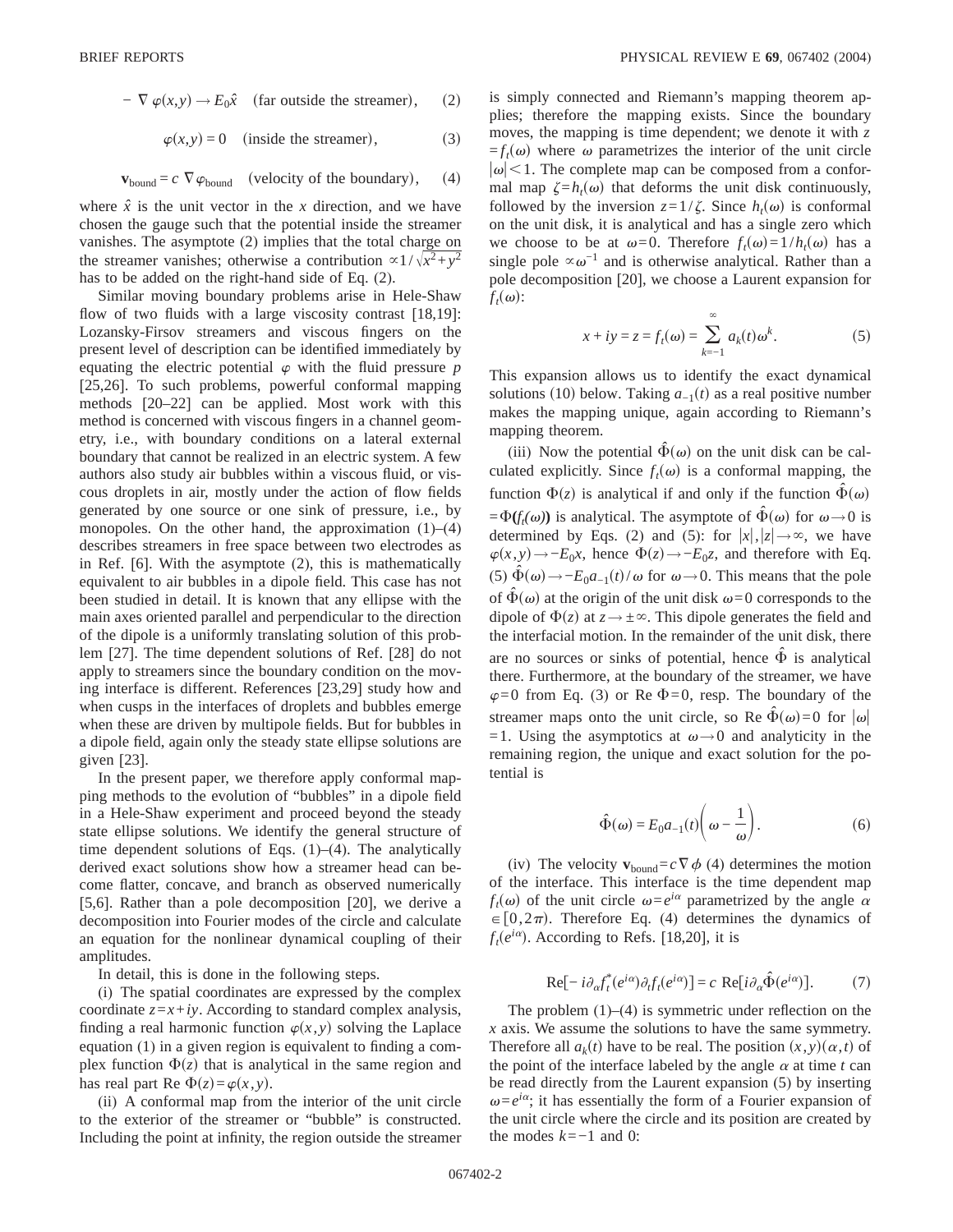$$-\nabla\varphi(x,y) \rightarrow E_0\hat{x} \quad \text{(far outside the streamer)}, \tag{2}$$

$$\varphi(x,y) = 0 \quad \text{(inside the streamer)}, \tag{3}$$

$$\mathbf{v}_{\text{bound}} = c\,\nabla\varphi_{\text{bound}} \quad \text{(velocity of the boundary)}, \tag{4}$$

where $\hat{x}$ is the unit vector in the $x$ direction, and we have chosen the gauge such that the potential inside the streamer vanishes. The asymptote (2) implies that the total charge on the streamer vanishes; otherwise a contribution $\propto 1/\sqrt{x^2+y^2}$ has to be added on the right-hand side of Eq. (2).

Similar moving boundary problems arise in Hele-Shaw flow of two fluids with a large viscosity contrast [18,19]: Lozansky-Firsov streamers and viscous fingers on the present level of description can be identified immediately by equating the electric potential $\varphi$ with the fluid pressure $p$ [25,26]. To such problems, powerful conformal mapping methods [20–22] can be applied. Most work with this method is concerned with viscous fingers in a channel geometry, i.e., with boundary conditions on a lateral external boundary that cannot be realized in an electric system. A few authors also study air bubbles within a viscous fluid, or viscous droplets in air, mostly under the action of flow fields generated by one source or one sink of pressure, i.e., by monopoles. On the other hand, the approximation (1)–(4) describes streamers in free space between two electrodes as in Ref. [6]. With the asymptote (2), this is mathematically equivalent to air bubbles in a dipole field. This case has not been studied in detail. It is known that any ellipse with the main axes oriented parallel and perpendicular to the direction of the dipole is a uniformly translating solution of this problem [27]. The time dependent solutions of Ref. [28] do not apply to streamers since the boundary condition on the moving interface is different. References [23,29] study how and when cusps in the interfaces of droplets and bubbles emerge when these are driven by multipole fields. But for bubbles in a dipole field, again only the steady state ellipse solutions are given [23].

In the present paper, we therefore apply conformal mapping methods to the evolution of "bubbles" in a dipole field in a Hele-Shaw experiment and proceed beyond the steady state ellipse solutions. We identify the general structure of time dependent solutions of Eqs. (1)–(4). The analytically derived exact solutions show how a streamer head can become flatter, concave, and branch as observed numerically [5,6]. Rather than a pole decomposition [20], we derive a decomposition into Fourier modes of the circle and calculate an equation for the nonlinear dynamical coupling of their amplitudes.

In detail, this is done in the following steps.

(i) The spatial coordinates are expressed by the complex coordinate $z=x+iy$. According to standard complex analysis, finding a real harmonic function $\varphi(x,y)$ solving the Laplace equation (1) in a given region is equivalent to finding a complex function $\Phi(z)$ that is analytical in the same region and has real part $\text{Re}\,\Phi(z)=\varphi(x,y)$.

(ii) A conformal map from the interior of the unit circle to the exterior of the streamer or "bubble" is constructed. Including the point at infinity, the region outside the streamer is simply connected and Riemann's mapping theorem applies; therefore the mapping exists. Since the boundary moves, the mapping is time dependent; we denote it with $z=f_t(\omega)$ where $\omega$ parametrizes the interior of the unit circle $|\omega|<1$. The complete map can be composed from a conformal map $\zeta=h_t(\omega)$ that deforms the unit disk continuously, followed by the inversion $z=1/\zeta$. Since $h_t(\omega)$ is conformal on the unit disk, it is analytical and has a single zero which we choose to be at $\omega=0$. Therefore $f_t(\omega)=1/h_t(\omega)$ has a single pole $\propto\omega^{-1}$ and is otherwise analytical. Rather than a pole decomposition [20], we choose a Laurent expansion for $f_t(\omega)$:

$$x+iy=z=f_t(\omega)=\sum_{k=-1}^{\infty} a_k(t)\,\omega^k. \tag{5}$$

This expansion allows us to identify the exact dynamical solutions (10) below. Taking $a_{-1}(t)$ as a real positive number makes the mapping unique, again according to Riemann's mapping theorem.

(iii) Now the potential $\hat{\Phi}(\omega)$ on the unit disk can be calculated explicitly. Since $f_t(\omega)$ is a conformal mapping, the function $\Phi(z)$ is analytical if and only if the function $\hat{\Phi}(\omega)=\Phi(f_t(\omega))$ is analytical. The asymptote of $\hat{\Phi}(\omega)$ for $\omega\rightarrow 0$ is determined by Eqs. (2) and (5): for $|x|,|z|\rightarrow\infty$, we have $\varphi(x,y)\rightarrow -E_0x$, hence $\Phi(z)\rightarrow -E_0z$, and therefore with Eq. (5) $\hat{\Phi}(\omega)\rightarrow -E_0a_{-1}(t)/\omega$ for $\omega\rightarrow 0$. This means that the pole of $\hat{\Phi}(\omega)$ at the origin of the unit disk $\omega=0$ corresponds to the dipole of $\Phi(z)$ at $z\rightarrow\pm\infty$. This dipole generates the field and the interfacial motion. In the remainder of the unit disk, there are no sources or sinks of potential, hence $\hat{\Phi}$ is analytical there. Furthermore, at the boundary of the streamer, we have $\varphi=0$ from Eq. (3) or $\text{Re}\,\Phi=0$, resp. The boundary of the streamer maps onto the unit circle, so $\text{Re}\,\hat{\Phi}(\omega)=0$ for $|\omega|=1$. Using the asymptotics at $\omega\rightarrow 0$ and analyticity in the remaining region, the unique and exact solution for the potential is

$$\hat{\Phi}(\omega)=E_0a_{-1}(t)\left(\omega-\frac{1}{\omega}\right). \tag{6}$$

(iv) The velocity $\mathbf{v}_{\text{bound}}=c\nabla\phi$ (4) determines the motion of the interface. This interface is the time dependent map $f_t(\omega)$ of the unit circle $\omega=e^{i\alpha}$ parametrized by the angle $\alpha\in[0,2\pi)$. Therefore Eq. (4) determines the dynamics of $f_t(e^{i\alpha})$. According to Refs. [18,20], it is

$$\text{Re}\left[-i\partial_\alpha f_t^*(e^{i\alpha})\,\partial_t f_t(e^{i\alpha})\right]=c\;\text{Re}\left[i\partial_\alpha\hat{\Phi}(e^{i\alpha})\right]. \tag{7}$$

The problem (1)–(4) is symmetric under reflection on the $x$ axis. We assume the solutions to have the same symmetry. Therefore all $a_k(t)$ have to be real. The position $(x,y)(\alpha,t)$ of the point of the interface labeled by the angle $\alpha$ at time $t$ can be read directly from the Laurent expansion (5) by inserting $\omega=e^{i\alpha}$; it has essentially the form of a Fourier expansion of the unit circle where the circle and its position are created by the modes $k=-1$ and 0: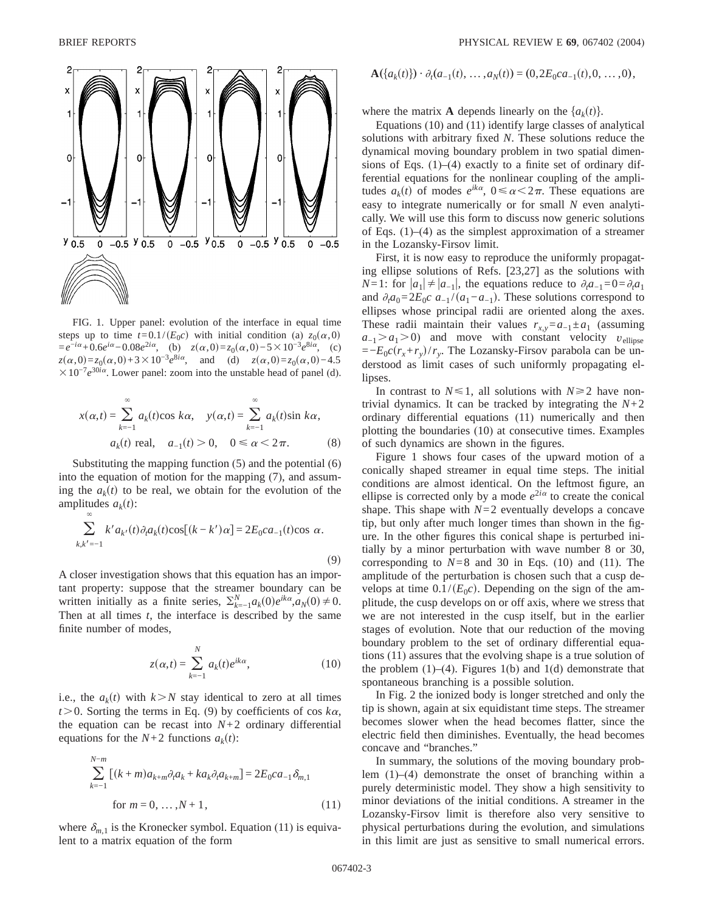FIG. 1. Upper panel: evolution of the interface in equal time steps up to time $t=0.1/(E_0c)$ with initial condition (a) $z_0(\alpha,0)=e^{-i\alpha}+0.6e^{i\alpha}-0.08e^{2i\alpha}$, (b) $z(\alpha,0)=z_0(\alpha,0)-5\times10^{-3}e^{8i\alpha}$, (c) $z(\alpha,0)=z_0(\alpha,0)+3\times10^{-3}e^{8i\alpha}$, and (d) $z(\alpha,0)=z_0(\alpha,0)-4.5\times10^{-7}e^{30i\alpha}$. Lower panel: zoom into the unstable head of panel (d).

$$x(\alpha,t)=\sum_{k=-1}^{\infty}a_k(t)\cos k\alpha,\quad y(\alpha,t)=\sum_{k=-1}^{\infty}a_k(t)\sin k\alpha,$$
$$a_k(t)\ \text{real},\quad a_{-1}(t)>0,\quad 0\leq\alpha<2\pi. \tag{8}$$

Substituting the mapping function (5) and the potential (6) into the equation of motion for the mapping (7), and assuming the $a_k(t)$ to be real, we obtain for the evolution of the amplitudes $a_k(t)$:

$$\sum_{k,k'=-1}^{\infty}k'a_{k'}(t)\partial_t a_k(t)\cos[(k-k')\alpha]=2E_0ca_{-1}(t)\cos\alpha. \tag{9}$$

A closer investigation shows that this equation has an important property: suppose that the streamer boundary can be written initially as a finite series, $\sum_{k=-1}^{N}a_k(0)e^{ik\alpha}, a_N(0)\neq 0$. Then at all times $t$, the interface is described by the same finite number of modes,

$$z(\alpha,t)=\sum_{k=-1}^{N}a_k(t)e^{ik\alpha}, \tag{10}$$

i.e., the $a_k(t)$ with $k>N$ stay identical to zero at all times $t>0$. Sorting the terms in Eq. (9) by coefficients of $\cos k\alpha$, the equation can be recast into $N+2$ ordinary differential equations for the $N+2$ functions $a_k(t)$:

$$\sum_{k=-1}^{N-m}[(k+m)a_{k+m}\partial_t a_k+ka_k\partial_t a_{k+m}]=2E_0ca_{-1}\delta_{m,1}$$
$$\text{for } m=0,\ldots,N+1, \tag{11}$$

where $\delta_{m,1}$ is the Kronecker symbol. Equation (11) is equivalent to a matrix equation of the form

$$\mathbf{A}(\{a_k(t)\})\cdot\partial_t(a_{-1}(t),\ldots,a_N(t))=(0,2E_0ca_{-1}(t),0,\ldots,0),$$

where the matrix $\mathbf{A}$ depends linearly on the $\{a_k(t)\}$.

Equations (10) and (11) identify large classes of analytical solutions with arbitrary fixed $N$. These solutions reduce the dynamical moving boundary problem in two spatial dimensions of Eqs. (1)–(4) exactly to a finite set of ordinary differential equations for the nonlinear coupling of the amplitudes $a_k(t)$ of modes $e^{ik\alpha}$, $0\leq\alpha<2\pi$. These equations are easy to integrate numerically or for small $N$ even analytically. We will use this form to discuss now generic solutions of Eqs. (1)–(4) as the simplest approximation of a streamer in the Lozansky-Firsov limit.

First, it is now easy to reproduce the uniformly propagating ellipse solutions of Refs. [23,27] as the solutions with $N=1$: for $|a_1|\neq|a_{-1}|$, the equations reduce to $\partial_t a_{-1}=0=\partial_t a_1$ and $\partial_t a_0=2E_0c\,a_{-1}/(a_1-a_{-1})$. These solutions correspond to ellipses whose principal radii are oriented along the axes. These radii maintain their values $r_{x,y}=a_{-1}\pm a_1$ (assuming $a_{-1}>a_1>0$) and move with constant velocity $v_{\text{ellipse}}=-E_0c(r_x+r_y)/r_y$. The Lozansky-Firsov parabola can be understood as limit cases of such uniformly propagating ellipses.

In contrast to $N\leq1$, all solutions with $N\geq2$ have nontrivial dynamics. It can be tracked by integrating the $N+2$ ordinary differential equations (11) numerically and then plotting the boundaries (10) at consecutive times. Examples of such dynamics are shown in the figures.

Figure 1 shows four cases of the upward motion of a conically shaped streamer in equal time steps. The initial conditions are almost identical. On the leftmost figure, an ellipse is corrected only by a mode $e^{2i\alpha}$ to create the conical shape. This shape with $N=2$ eventually develops a concave tip, but only after much longer times than shown in the figure. In the other figures this conical shape is perturbed initially by a minor perturbation with wave number 8 or 30, corresponding to $N=8$ and 30 in Eqs. (10) and (11). The amplitude of the perturbation is chosen such that a cusp develops at time $0.1/(E_0c)$. Depending on the sign of the amplitude, the cusp develops on or off axis, where we stress that we are not interested in the cusp itself, but in the earlier stages of evolution. Note that our reduction of the moving boundary problem to the set of ordinary differential equations (11) assures that the evolving shape is a true solution of the problem (1)–(4). Figures 1(b) and 1(d) demonstrate that spontaneous branching is a possible solution.

In Fig. 2 the ionized body is longer stretched and only the tip is shown, again at six equidistant time steps. The streamer becomes slower when the head becomes flatter, since the electric field then diminishes. Eventually, the head becomes concave and "branches."

In summary, the solutions of the moving boundary problem (1)–(4) demonstrate the onset of branching within a purely deterministic model. They show a high sensitivity to minor deviations of the initial conditions. A streamer in the Lozansky-Firsov limit is therefore also very sensitive to physical perturbations during the evolution, and simulations in this limit are just as sensitive to small numerical errors.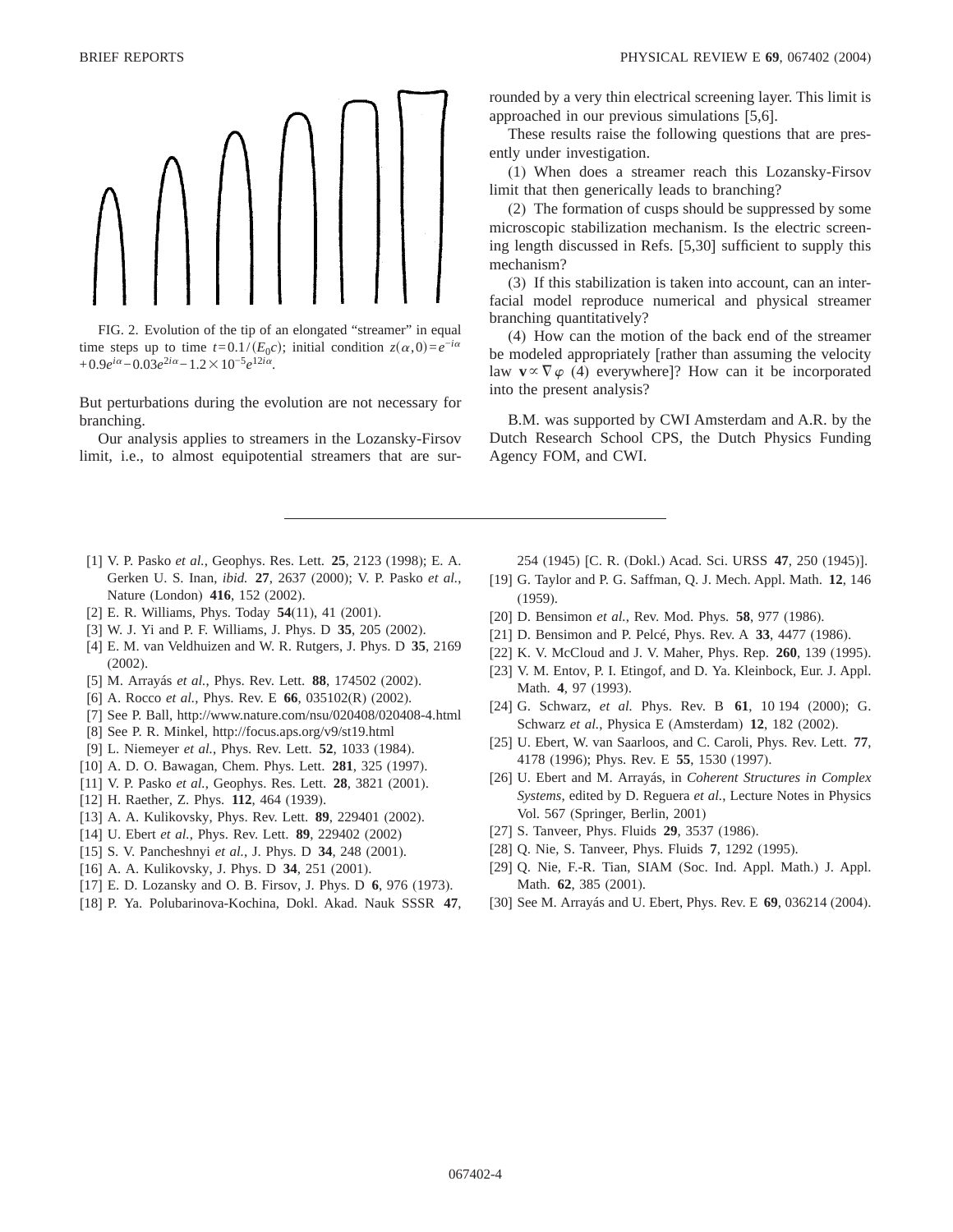FIG. 2. Evolution of the tip of an elongated "streamer" in equal time steps up to time $t=0.1/(E_0 c)$; initial condition $z(\alpha,0)=e^{-i\alpha}+0.9e^{i\alpha}-0.03e^{2i\alpha}-1.2\times10^{-5}e^{12i\alpha}$.

But perturbations during the evolution are not necessary for branching.

Our analysis applies to streamers in the Lozansky-Firsov limit, i.e., to almost equipotential streamers that are surrounded by a very thin electrical screening layer. This limit is approached in our previous simulations [5,6].

These results raise the following questions that are presently under investigation.

(1) When does a streamer reach this Lozansky-Firsov limit that then generically leads to branching?

(2) The formation of cusps should be suppressed by some microscopic stabilization mechanism. Is the electric screening length discussed in Refs. [5,30] sufficient to supply this mechanism?

(3) If this stabilization is taken into account, can an interfacial model reproduce numerical and physical streamer branching quantitatively?

(4) How can the motion of the back end of the streamer be modeled appropriately [rather than assuming the velocity law $\mathbf{v}\propto\nabla\varphi$ (4) everywhere]? How can it be incorporated into the present analysis?

B.M. was supported by CWI Amsterdam and A.R. by the Dutch Research School CPS, the Dutch Physics Funding Agency FOM, and CWI.

---

[1] V. P. Pasko *et al.*, Geophys. Res. Lett. **25**, 2123 (1998); E. A. Gerken U. S. Inan, *ibid.* **27**, 2637 (2000); V. P. Pasko *et al.*, Nature (London) **416**, 152 (2002).

[2] E. R. Williams, Phys. Today **54**(11), 41 (2001).

[3] W. J. Yi and P. F. Williams, J. Phys. D **35**, 205 (2002).

[4] E. M. van Veldhuizen and W. R. Rutgers, J. Phys. D **35**, 2169 (2002).

[5] M. Arrayás *et al.*, Phys. Rev. Lett. **88**, 174502 (2002).

[6] A. Rocco *et al.*, Phys. Rev. E **66**, 035102(R) (2002).

[7] See P. Ball, http://www.nature.com/nsu/020408/020408-4.html

[8] See P. R. Minkel, http://focus.aps.org/v9/st19.html

[9] L. Niemeyer *et al.*, Phys. Rev. Lett. **52**, 1033 (1984).

[10] A. D. O. Bawagan, Chem. Phys. Lett. **281**, 325 (1997).

[11] V. P. Pasko *et al.*, Geophys. Res. Lett. **28**, 3821 (2001).

[12] H. Raether, Z. Phys. **112**, 464 (1939).

[13] A. A. Kulikovsky, Phys. Rev. Lett. **89**, 229401 (2002).

[14] U. Ebert *et al.*, Phys. Rev. Lett. **89**, 229402 (2002)

[15] S. V. Pancheshnyi *et al.*, J. Phys. D **34**, 248 (2001).

[16] A. A. Kulikovsky, J. Phys. D **34**, 251 (2001).

[17] E. D. Lozansky and O. B. Firsov, J. Phys. D **6**, 976 (1973).

[18] P. Ya. Polubarinova-Kochina, Dokl. Akad. Nauk SSSR **47**, 254 (1945) [C. R. (Dokl.) Acad. Sci. URSS **47**, 250 (1945)].

[19] G. Taylor and P. G. Saffman, Q. J. Mech. Appl. Math. **12**, 146 (1959).

[20] D. Bensimon *et al.*, Rev. Mod. Phys. **58**, 977 (1986).

[21] D. Bensimon and P. Pelcé, Phys. Rev. A **33**, 4477 (1986).

[22] K. V. McCloud and J. V. Maher, Phys. Rep. **260**, 139 (1995).

[23] V. M. Entov, P. I. Etingof, and D. Ya. Kleinbock, Eur. J. Appl. Math. **4**, 97 (1993).

[24] G. Schwarz, *et al.* Phys. Rev. B **61**, 10 194 (2000); G. Schwarz *et al.*, Physica E (Amsterdam) **12**, 182 (2002).

[25] U. Ebert, W. van Saarloos, and C. Caroli, Phys. Rev. Lett. **77**, 4178 (1996); Phys. Rev. E **55**, 1530 (1997).

[26] U. Ebert and M. Arrayás, in *Coherent Structures in Complex Systems*, edited by D. Reguera *et al.*, Lecture Notes in Physics Vol. 567 (Springer, Berlin, 2001)

[27] S. Tanveer, Phys. Fluids **29**, 3537 (1986).

[28] Q. Nie, S. Tanveer, Phys. Fluids **7**, 1292 (1995).

[29] Q. Nie, F.-R. Tian, SIAM (Soc. Ind. Appl. Math.) J. Appl. Math. **62**, 385 (2001).

[30] See M. Arrayás and U. Ebert, Phys. Rev. E **69**, 036214 (2004).